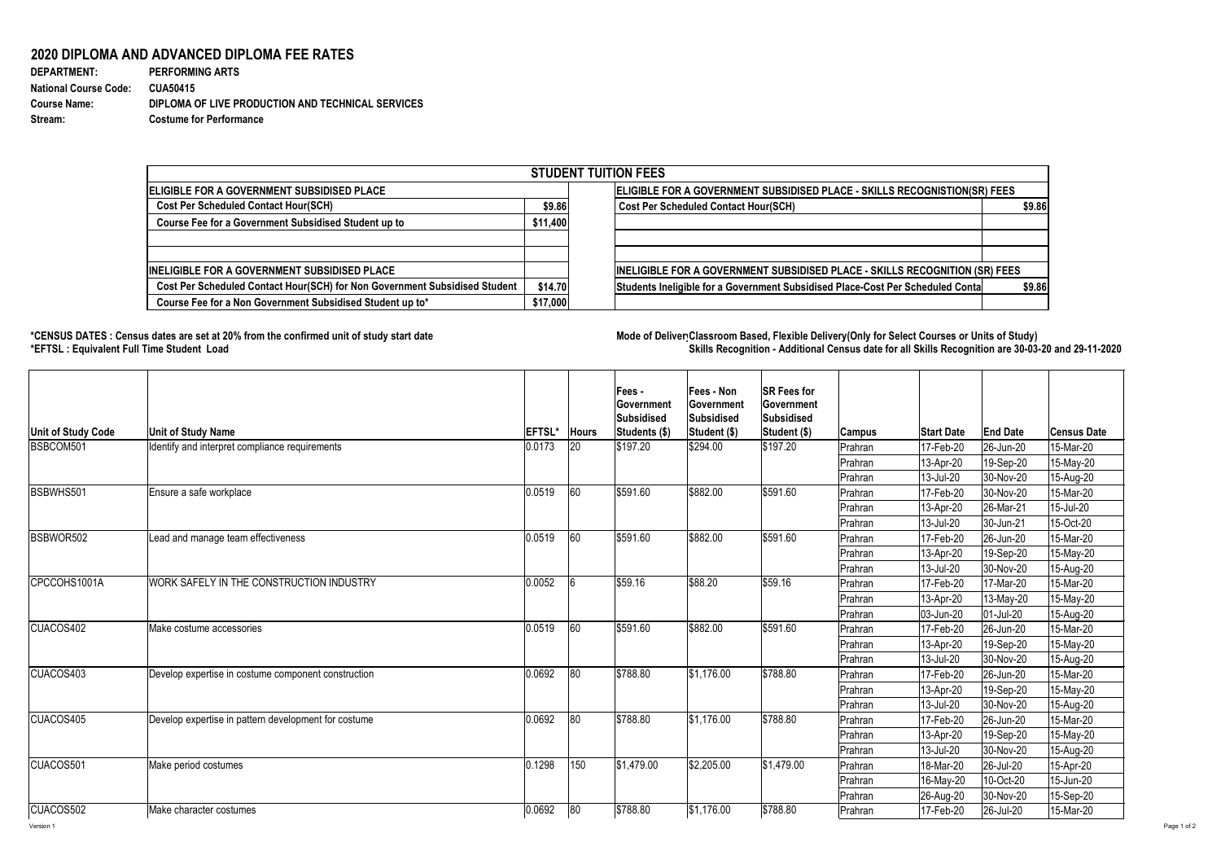## 2020 DIPLOMA AND ADVANCED DIPLOMA FEE RATES

**DEPARTMENT:** PERFORMING ARTS
**National Course Code:** CUA50415
**Course Name:** DIPLOMA OF LIVE PRODUCTION AND TECHNICAL SERVICES
**Stream:** Costume for Performance

| STUDENT TUITION FEES | | | |
|---|---|---|---|
| **ELIGIBLE FOR A GOVERNMENT SUBSIDISED PLACE** | | **ELIGIBLE FOR A GOVERNMENT SUBSIDISED PLACE - SKILLS RECOGNISTION(SR) FEES** | |
| Cost Per Scheduled Contact Hour(SCH) | $9.86 | Cost Per Scheduled Contact Hour(SCH) | $9.86 |
| Course Fee for a Government Subsidised Student up to | $11,400 | | |
| | | | |
| | | | |
| **INELIGIBLE FOR A GOVERNMENT SUBSIDISED PLACE** | | **INELIGIBLE FOR A GOVERNMENT SUBSIDISED PLACE - SKILLS RECOGNITION (SR) FEES** | |
| Cost Per Scheduled Contact Hour(SCH) for Non Government Subsidised Student | $14.70 | Students Ineligible for a Government Subsidised Place-Cost Per Scheduled Conta | $9.86 |
| Course Fee for a Non Government Subsidised Student up to* | $17,000 | | |

**\*CENSUS DATES : Census dates are set at 20% from the confirmed unit of study start date**
**\*EFTSL : Equivalent Full Time Student Load**

**Mode of Deliver Classroom Based, Flexible Delivery(Only for Select Courses or Units of Study)**
**Skills Recognition - Additional Census date for all Skills Recognition are 30-03-20 and 29-11-2020**

| Unit of Study Code | Unit of Study Name | EFTSL* | Hours | Fees - Government Subsidised Students ($) | Fees - Non Government Subsidised Student ($) | SR Fees for Government Subsidised Student ($) | Campus | Start Date | End Date | Census Date |
|---|---|---|---|---|---|---|---|---|---|---|
| BSBCOM501 | Identify and interpret compliance requirements | 0.0173 | 20 | $197.20 | $294.00 | $197.20 | Prahran | 17-Feb-20 | 26-Jun-20 | 15-Mar-20 |
| | | | | | | | Prahran | 13-Apr-20 | 19-Sep-20 | 15-May-20 |
| | | | | | | | Prahran | 13-Jul-20 | 30-Nov-20 | 15-Aug-20 |
| BSBWHS501 | Ensure a safe workplace | 0.0519 | 60 | $591.60 | $882.00 | $591.60 | Prahran | 17-Feb-20 | 30-Nov-20 | 15-Mar-20 |
| | | | | | | | Prahran | 13-Apr-20 | 26-Mar-21 | 15-Jul-20 |
| | | | | | | | Prahran | 13-Jul-20 | 30-Jun-21 | 15-Oct-20 |
| BSBWOR502 | Lead and manage team effectiveness | 0.0519 | 60 | $591.60 | $882.00 | $591.60 | Prahran | 17-Feb-20 | 26-Jun-20 | 15-Mar-20 |
| | | | | | | | Prahran | 13-Apr-20 | 19-Sep-20 | 15-May-20 |
| | | | | | | | Prahran | 13-Jul-20 | 30-Nov-20 | 15-Aug-20 |
| CPCCOHS1001A | WORK SAFELY IN THE CONSTRUCTION INDUSTRY | 0.0052 | 6 | $59.16 | $88.20 | $59.16 | Prahran | 17-Feb-20 | 17-Mar-20 | 15-Mar-20 |
| | | | | | | | Prahran | 13-Apr-20 | 13-May-20 | 15-May-20 |
| | | | | | | | Prahran | 03-Jun-20 | 01-Jul-20 | 15-Aug-20 |
| CUACOS402 | Make costume accessories | 0.0519 | 60 | $591.60 | $882.00 | $591.60 | Prahran | 17-Feb-20 | 26-Jun-20 | 15-Mar-20 |
| | | | | | | | Prahran | 13-Apr-20 | 19-Sep-20 | 15-May-20 |
| | | | | | | | Prahran | 13-Jul-20 | 30-Nov-20 | 15-Aug-20 |
| CUACOS403 | Develop expertise in costume component construction | 0.0692 | 80 | $788.80 | $1,176.00 | $788.80 | Prahran | 17-Feb-20 | 26-Jun-20 | 15-Mar-20 |
| | | | | | | | Prahran | 13-Apr-20 | 19-Sep-20 | 15-May-20 |
| | | | | | | | Prahran | 13-Jul-20 | 30-Nov-20 | 15-Aug-20 |
| CUACOS405 | Develop expertise in pattern development for costume | 0.0692 | 80 | $788.80 | $1,176.00 | $788.80 | Prahran | 17-Feb-20 | 26-Jun-20 | 15-Mar-20 |
| | | | | | | | Prahran | 13-Apr-20 | 19-Sep-20 | 15-May-20 |
| | | | | | | | Prahran | 13-Jul-20 | 30-Nov-20 | 15-Aug-20 |
| CUACOS501 | Make period costumes | 0.1298 | 150 | $1,479.00 | $2,205.00 | $1,479.00 | Prahran | 18-Mar-20 | 26-Jul-20 | 15-Apr-20 |
| | | | | | | | Prahran | 16-May-20 | 10-Oct-20 | 15-Jun-20 |
| | | | | | | | Prahran | 26-Aug-20 | 30-Nov-20 | 15-Sep-20 |
| CUACOS502 | Make character costumes | 0.0692 | 80 | $788.80 | $1,176.00 | $788.80 | Prahran | 17-Feb-20 | 26-Jul-20 | 15-Mar-20 |

Version 1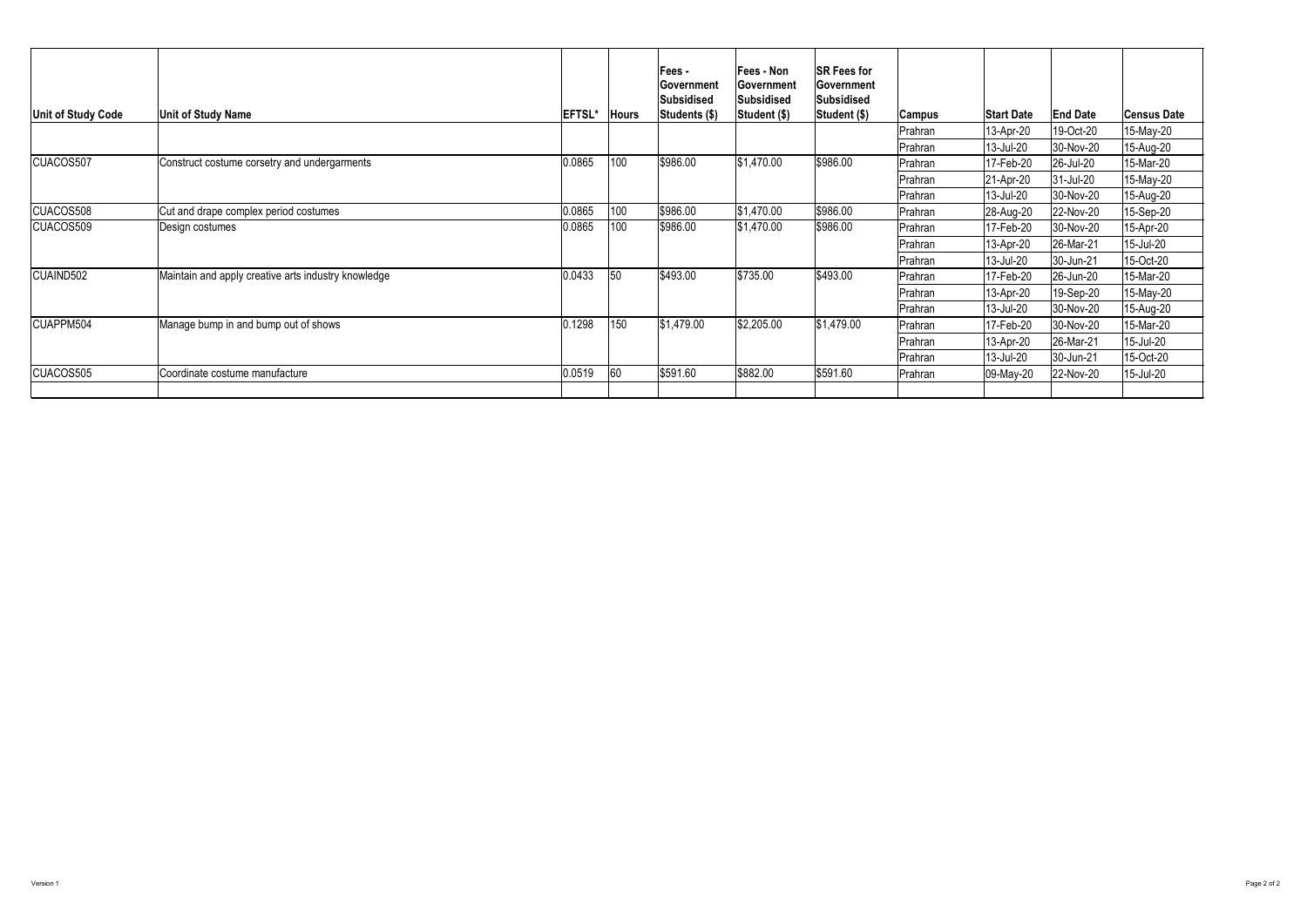| Unit of Study Code | Unit of Study Name | EFTSL* | Hours | Fees - Government Subsidised Students ($) | Fees - Non Government Subsidised Student ($) | SR Fees for Government Subsidised Student ($) | Campus | Start Date | End Date | Census Date |
|---|---|---|---|---|---|---|---|---|---|---|
| | | | | | | | Prahran | 13-Apr-20 | 19-Oct-20 | 15-May-20 |
| | | | | | | | Prahran | 13-Jul-20 | 30-Nov-20 | 15-Aug-20 |
| CUACOS507 | Construct costume corsetry and undergarments | 0.0865 | 100 | $986.00 | $1,470.00 | $986.00 | Prahran | 17-Feb-20 | 26-Jul-20 | 15-Mar-20 |
| | | | | | | | Prahran | 21-Apr-20 | 31-Jul-20 | 15-May-20 |
| | | | | | | | Prahran | 13-Jul-20 | 30-Nov-20 | 15-Aug-20 |
| CUACOS508 | Cut and drape complex period costumes | 0.0865 | 100 | $986.00 | $1,470.00 | $986.00 | Prahran | 28-Aug-20 | 22-Nov-20 | 15-Sep-20 |
| CUACOS509 | Design costumes | 0.0865 | 100 | $986.00 | $1,470.00 | $986.00 | Prahran | 17-Feb-20 | 30-Nov-20 | 15-Apr-20 |
| | | | | | | | Prahran | 13-Apr-20 | 26-Mar-21 | 15-Jul-20 |
| | | | | | | | Prahran | 13-Jul-20 | 30-Jun-21 | 15-Oct-20 |
| CUAIND502 | Maintain and apply creative arts industry knowledge | 0.0433 | 50 | $493.00 | $735.00 | $493.00 | Prahran | 17-Feb-20 | 26-Jun-20 | 15-Mar-20 |
| | | | | | | | Prahran | 13-Apr-20 | 19-Sep-20 | 15-May-20 |
| | | | | | | | Prahran | 13-Jul-20 | 30-Nov-20 | 15-Aug-20 |
| CUAPPM504 | Manage bump in and bump out of shows | 0.1298 | 150 | $1,479.00 | $2,205.00 | $1,479.00 | Prahran | 17-Feb-20 | 30-Nov-20 | 15-Mar-20 |
| | | | | | | | Prahran | 13-Apr-20 | 26-Mar-21 | 15-Jul-20 |
| | | | | | | | Prahran | 13-Jul-20 | 30-Jun-21 | 15-Oct-20 |
| CUACOS505 | Coordinate costume manufacture | 0.0519 | 60 | $591.60 | $882.00 | $591.60 | Prahran | 09-May-20 | 22-Nov-20 | 15-Jul-20 |

Version 1